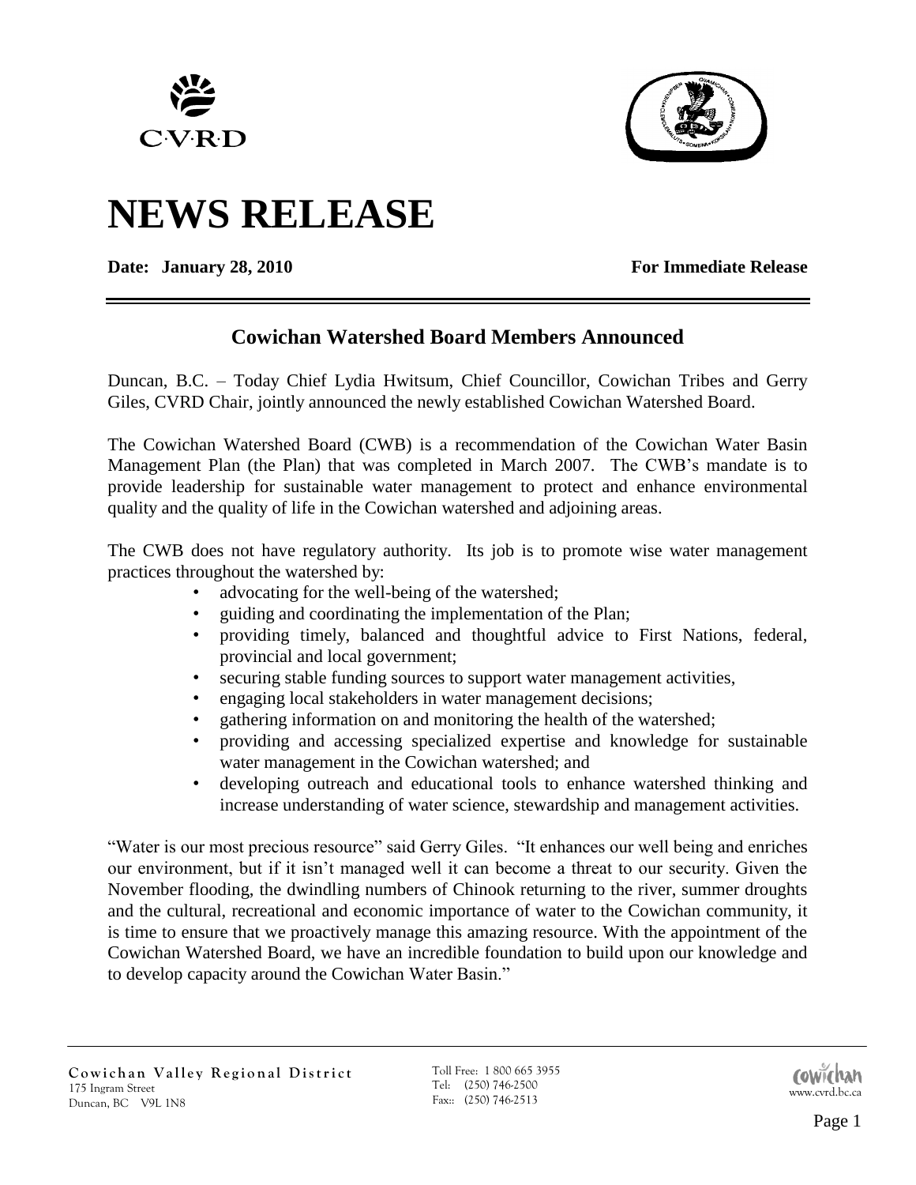# NEWS RELEASE

**Date: January 28, 2010** **For Immediate Release**

## Cowichan Watershed Board Members Announced

Duncan, B.C. – Today Chief Lydia Hwitsum, Chief Councillor, Cowichan Tribes and Gerry Giles, CVRD Chair, jointly announced the newly established Cowichan Watershed Board.

The Cowichan Watershed Board (CWB) is a recommendation of the Cowichan Water Basin Management Plan (the Plan) that was completed in March 2007. The CWB's mandate is to provide leadership for sustainable water management to protect and enhance environmental quality and the quality of life in the Cowichan watershed and adjoining areas.

The CWB does not have regulatory authority. Its job is to promote wise water management practices throughout the watershed by:

- advocating for the well-being of the watershed;
- guiding and coordinating the implementation of the Plan;
- providing timely, balanced and thoughtful advice to First Nations, federal, provincial and local government;
- securing stable funding sources to support water management activities,
- engaging local stakeholders in water management decisions;
- gathering information on and monitoring the health of the watershed;
- providing and accessing specialized expertise and knowledge for sustainable water management in the Cowichan watershed; and
- developing outreach and educational tools to enhance watershed thinking and increase understanding of water science, stewardship and management activities.

"Water is our most precious resource" said Gerry Giles. "It enhances our well being and enriches our environment, but if it isn't managed well it can become a threat to our security. Given the November flooding, the dwindling numbers of Chinook returning to the river, summer droughts and the cultural, recreational and economic importance of water to the Cowichan community, it is time to ensure that we proactively manage this amazing resource. With the appointment of the Cowichan Watershed Board, we have an incredible foundation to build upon our knowledge and to develop capacity around the Cowichan Water Basin."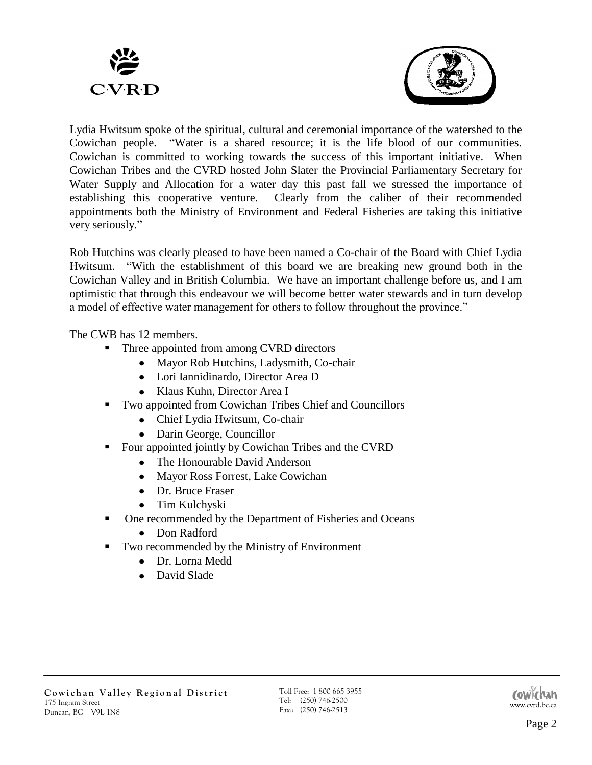Lydia Hwitsum spoke of the spiritual, cultural and ceremonial importance of the watershed to the Cowichan people. "Water is a shared resource; it is the life blood of our communities. Cowichan is committed to working towards the success of this important initiative. When Cowichan Tribes and the CVRD hosted John Slater the Provincial Parliamentary Secretary for Water Supply and Allocation for a water day this past fall we stressed the importance of establishing this cooperative venture. Clearly from the caliber of their recommended appointments both the Ministry of Environment and Federal Fisheries are taking this initiative very seriously."

Rob Hutchins was clearly pleased to have been named a Co-chair of the Board with Chief Lydia Hwitsum. "With the establishment of this board we are breaking new ground both in the Cowichan Valley and in British Columbia. We have an important challenge before us, and I am optimistic that through this endeavour we will become better water stewards and in turn develop a model of effective water management for others to follow throughout the province."

The CWB has 12 members.

- Three appointed from among CVRD directors
  - Mayor Rob Hutchins, Ladysmith, Co-chair
  - Lori Iannidinardo, Director Area D
  - Klaus Kuhn, Director Area I
- Two appointed from Cowichan Tribes Chief and Councillors
  - Chief Lydia Hwitsum, Co-chair
  - Darin George, Councillor
- Four appointed jointly by Cowichan Tribes and the CVRD
  - The Honourable David Anderson
  - Mayor Ross Forrest, Lake Cowichan
  - Dr. Bruce Fraser
  - Tim Kulchyski
- One recommended by the Department of Fisheries and Oceans
  - Don Radford
- Two recommended by the Ministry of Environment
  - Dr. Lorna Medd
  - David Slade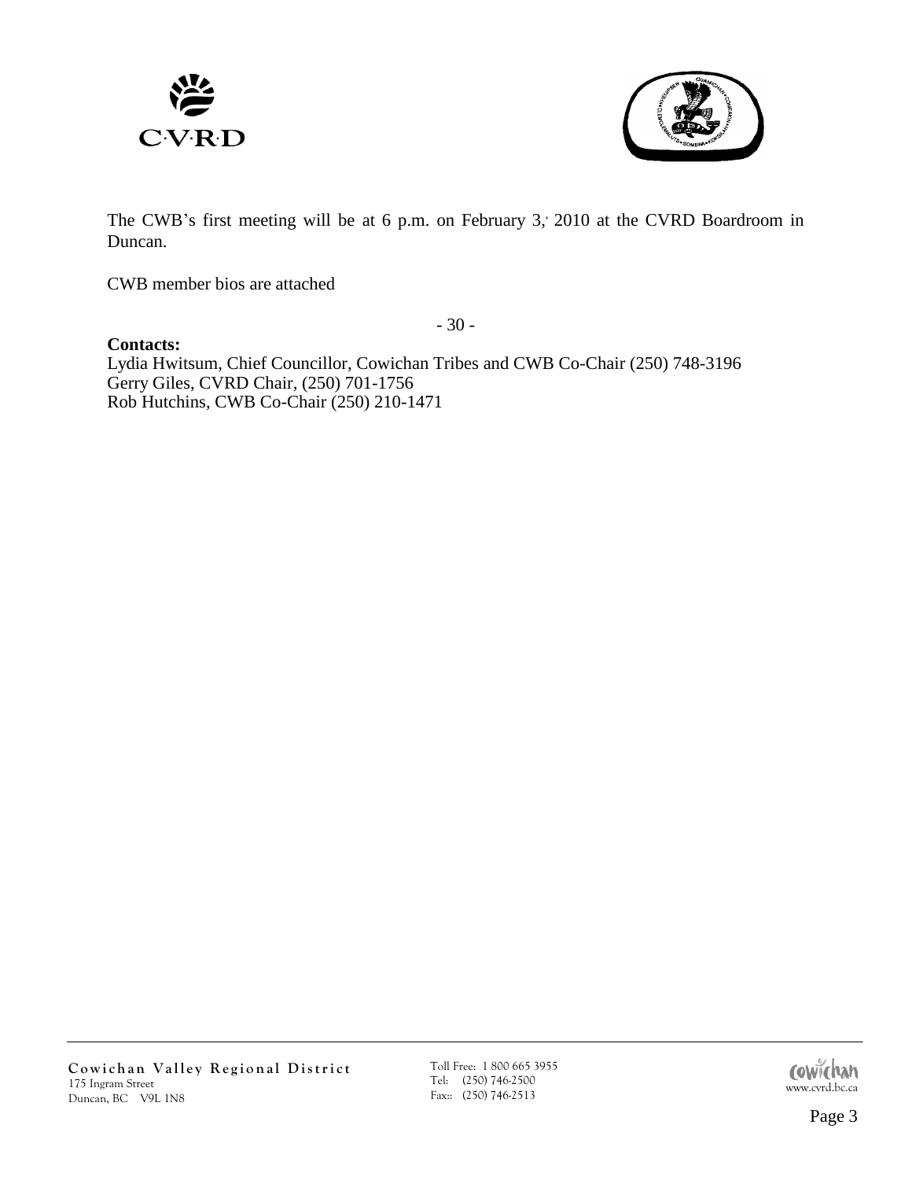The CWB's first meeting will be at 6 p.m. on February 3, 2010 at the CVRD Boardroom in Duncan.

CWB member bios are attached

- 30 -

**Contacts:**
Lydia Hwitsum, Chief Councillor, Cowichan Tribes and CWB Co-Chair (250) 748-3196
Gerry Giles, CVRD Chair, (250) 701-1756
Rob Hutchins, CWB Co-Chair (250) 210-1471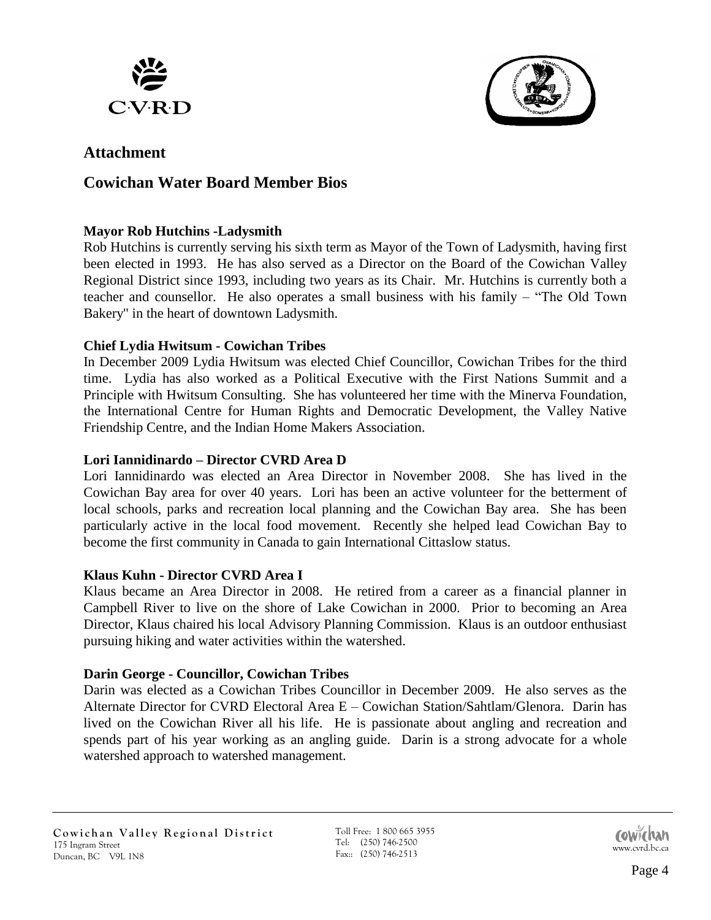## Attachment

## Cowichan Water Board Member Bios

**Mayor Rob Hutchins -Ladysmith**

Rob Hutchins is currently serving his sixth term as Mayor of the Town of Ladysmith, having first been elected in 1993. He has also served as a Director on the Board of the Cowichan Valley Regional District since 1993, including two years as its Chair. Mr. Hutchins is currently both a teacher and counsellor. He also operates a small business with his family – "The Old Town Bakery" in the heart of downtown Ladysmith.

**Chief Lydia Hwitsum - Cowichan Tribes**

In December 2009 Lydia Hwitsum was elected Chief Councillor, Cowichan Tribes for the third time. Lydia has also worked as a Political Executive with the First Nations Summit and a Principle with Hwitsum Consulting. She has volunteered her time with the Minerva Foundation, the International Centre for Human Rights and Democratic Development, the Valley Native Friendship Centre, and the Indian Home Makers Association.

**Lori Iannidinardo – Director CVRD Area D**

Lori Iannidinardo was elected an Area Director in November 2008. She has lived in the Cowichan Bay area for over 40 years. Lori has been an active volunteer for the betterment of local schools, parks and recreation local planning and the Cowichan Bay area. She has been particularly active in the local food movement. Recently she helped lead Cowichan Bay to become the first community in Canada to gain International Cittaslow status.

**Klaus Kuhn - Director CVRD Area I**

Klaus became an Area Director in 2008. He retired from a career as a financial planner in Campbell River to live on the shore of Lake Cowichan in 2000. Prior to becoming an Area Director, Klaus chaired his local Advisory Planning Commission. Klaus is an outdoor enthusiast pursuing hiking and water activities within the watershed.

**Darin George - Councillor, Cowichan Tribes**

Darin was elected as a Cowichan Tribes Councillor in December 2009. He also serves as the Alternate Director for CVRD Electoral Area E – Cowichan Station/Sahtlam/Glenora. Darin has lived on the Cowichan River all his life. He is passionate about angling and recreation and spends part of his year working as an angling guide. Darin is a strong advocate for a whole watershed approach to watershed management.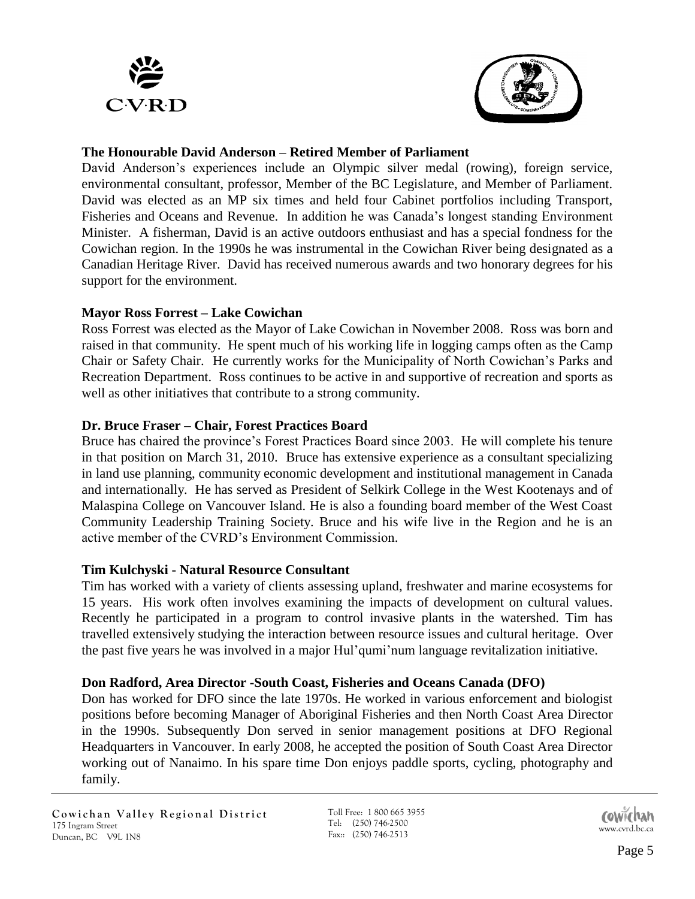**The Honourable David Anderson – Retired Member of Parliament**

David Anderson's experiences include an Olympic silver medal (rowing), foreign service, environmental consultant, professor, Member of the BC Legislature, and Member of Parliament. David was elected as an MP six times and held four Cabinet portfolios including Transport, Fisheries and Oceans and Revenue. In addition he was Canada's longest standing Environment Minister. A fisherman, David is an active outdoors enthusiast and has a special fondness for the Cowichan region. In the 1990s he was instrumental in the Cowichan River being designated as a Canadian Heritage River. David has received numerous awards and two honorary degrees for his support for the environment.

**Mayor Ross Forrest – Lake Cowichan**

Ross Forrest was elected as the Mayor of Lake Cowichan in November 2008. Ross was born and raised in that community. He spent much of his working life in logging camps often as the Camp Chair or Safety Chair. He currently works for the Municipality of North Cowichan's Parks and Recreation Department. Ross continues to be active in and supportive of recreation and sports as well as other initiatives that contribute to a strong community.

**Dr. Bruce Fraser – Chair, Forest Practices Board**

Bruce has chaired the province's Forest Practices Board since 2003. He will complete his tenure in that position on March 31, 2010. Bruce has extensive experience as a consultant specializing in land use planning, community economic development and institutional management in Canada and internationally. He has served as President of Selkirk College in the West Kootenays and of Malaspina College on Vancouver Island. He is also a founding board member of the West Coast Community Leadership Training Society. Bruce and his wife live in the Region and he is an active member of the CVRD's Environment Commission.

**Tim Kulchyski - Natural Resource Consultant**

Tim has worked with a variety of clients assessing upland, freshwater and marine ecosystems for 15 years. His work often involves examining the impacts of development on cultural values. Recently he participated in a program to control invasive plants in the watershed. Tim has travelled extensively studying the interaction between resource issues and cultural heritage. Over the past five years he was involved in a major Hul'qumi'num language revitalization initiative.

**Don Radford, Area Director -South Coast, Fisheries and Oceans Canada (DFO)**

Don has worked for DFO since the late 1970s. He worked in various enforcement and biologist positions before becoming Manager of Aboriginal Fisheries and then North Coast Area Director in the 1990s. Subsequently Don served in senior management positions at DFO Regional Headquarters in Vancouver. In early 2008, he accepted the position of South Coast Area Director working out of Nanaimo. In his spare time Don enjoys paddle sports, cycling, photography and family.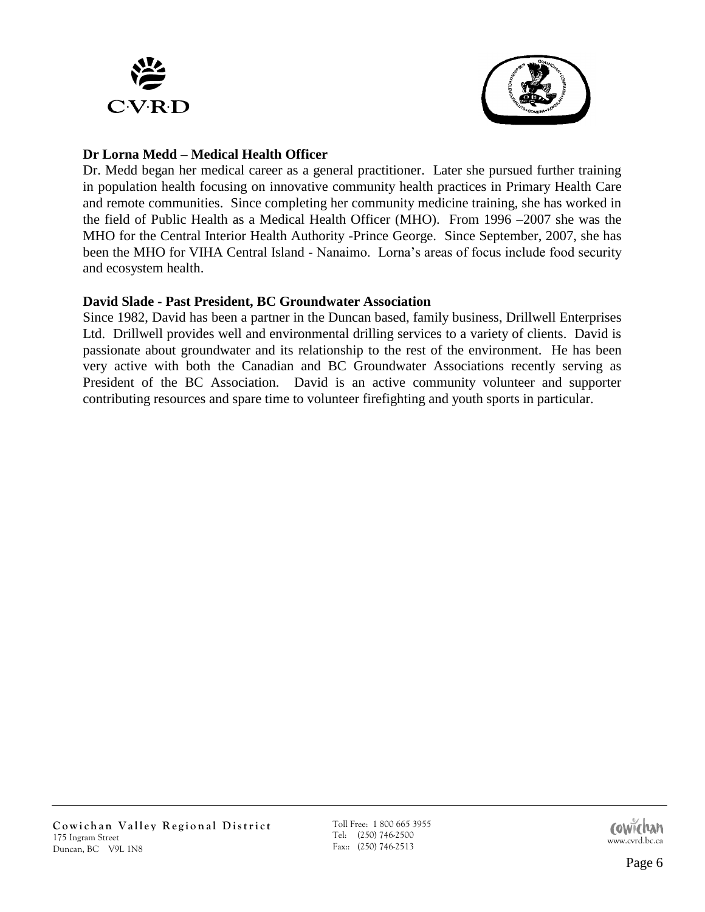**Dr Lorna Medd – Medical Health Officer**

Dr. Medd began her medical career as a general practitioner. Later she pursued further training in population health focusing on innovative community health practices in Primary Health Care and remote communities. Since completing her community medicine training, she has worked in the field of Public Health as a Medical Health Officer (MHO). From 1996 –2007 she was the MHO for the Central Interior Health Authority -Prince George. Since September, 2007, she has been the MHO for VIHA Central Island - Nanaimo. Lorna's areas of focus include food security and ecosystem health.

**David Slade - Past President, BC Groundwater Association**

Since 1982, David has been a partner in the Duncan based, family business, Drillwell Enterprises Ltd. Drillwell provides well and environmental drilling services to a variety of clients. David is passionate about groundwater and its relationship to the rest of the environment. He has been very active with both the Canadian and BC Groundwater Associations recently serving as President of the BC Association. David is an active community volunteer and supporter contributing resources and spare time to volunteer firefighting and youth sports in particular.